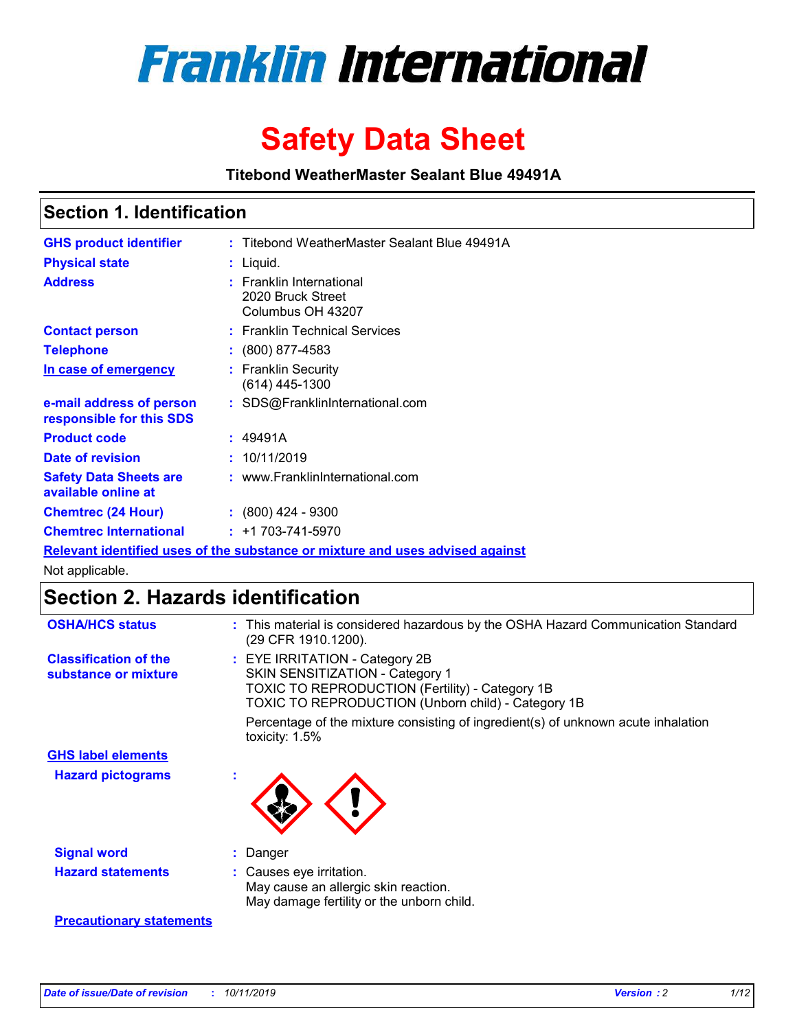# Franklin International

# Safety Data Sheet

**Titebond WeatherMaster Sealant Blue 49491A**

## Section 1. Identification

| | | |
|---|---|---|
| **GHS product identifier** | : | Titebond WeatherMaster Sealant Blue 49491A |
| **Physical state** | : | Liquid. |
| **Address** | : | Franklin International<br>2020 Bruck Street<br>Columbus OH 43207 |
| **Contact person** | : | Franklin Technical Services |
| **Telephone** | : | (800) 877-4583 |
| **In case of emergency** | : | Franklin Security<br>(614) 445-1300 |
| **e-mail address of person responsible for this SDS** | : | SDS@FranklinInternational.com |
| **Product code** | : | 49491A |
| **Date of revision** | : | 10/11/2019 |
| **Safety Data Sheets are available online at** | : | www.FranklinInternational.com |
| **Chemtrec (24 Hour)** | : | (800) 424 - 9300 |
| **Chemtrec International** | : | +1 703-741-5970 |

**Relevant identified uses of the substance or mixture and uses advised against**

Not applicable.

## Section 2. Hazards identification

| | | |
|---|---|---|
| **OSHA/HCS status** | : | This material is considered hazardous by the OSHA Hazard Communication Standard (29 CFR 1910.1200). |
| **Classification of the substance or mixture** | : | EYE IRRITATION - Category 2B<br>SKIN SENSITIZATION - Category 1<br>TOXIC TO REPRODUCTION (Fertility) - Category 1B<br>TOXIC TO REPRODUCTION (Unborn child) - Category 1B<br><br>Percentage of the mixture consisting of ingredient(s) of unknown acute inhalation toxicity: 1.5% |

**GHS label elements**

| | | |
|---|---|---|
| **Hazard pictograms** | : | |
| **Signal word** | : | Danger |
| **Hazard statements** | : | Causes eye irritation.<br>May cause an allergic skin reaction.<br>May damage fertility or the unborn child. |

**Precautionary statements**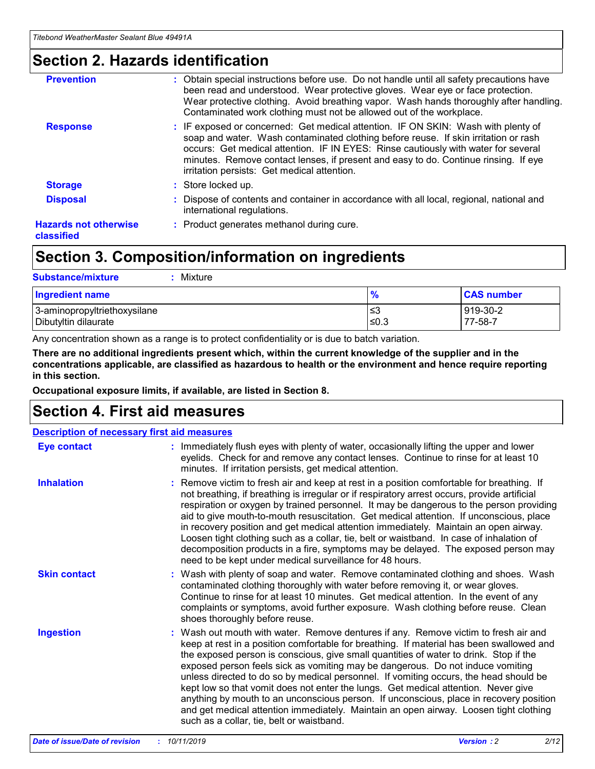## Section 2. Hazards identification

**Prevention** : Obtain special instructions before use. Do not handle until all safety precautions have been read and understood. Wear protective gloves. Wear eye or face protection. Wear protective clothing. Avoid breathing vapor. Wash hands thoroughly after handling. Contaminated work clothing must not be allowed out of the workplace.

**Response** : IF exposed or concerned: Get medical attention. IF ON SKIN: Wash with plenty of soap and water. Wash contaminated clothing before reuse. If skin irritation or rash occurs: Get medical attention. IF IN EYES: Rinse cautiously with water for several minutes. Remove contact lenses, if present and easy to do. Continue rinsing. If eye irritation persists: Get medical attention.

**Storage** : Store locked up.

**Disposal** : Dispose of contents and container in accordance with all local, regional, national and international regulations.

**Hazards not otherwise classified** : Product generates methanol during cure.

## Section 3. Composition/information on ingredients

**Substance/mixture** : Mixture

| Ingredient name | % | CAS number |
|---|---|---|
| 3-aminopropyltriethoxysilane | ≤3 | 919-30-2 |
| Dibutyltin dilaurate | ≤0.3 | 77-58-7 |

Any concentration shown as a range is to protect confidentiality or is due to batch variation.

**There are no additional ingredients present which, within the current knowledge of the supplier and in the concentrations applicable, are classified as hazardous to health or the environment and hence require reporting in this section.**

**Occupational exposure limits, if available, are listed in Section 8.**

## Section 4. First aid measures

### Description of necessary first aid measures

**Eye contact** : Immediately flush eyes with plenty of water, occasionally lifting the upper and lower eyelids. Check for and remove any contact lenses. Continue to rinse for at least 10 minutes. If irritation persists, get medical attention.

**Inhalation** : Remove victim to fresh air and keep at rest in a position comfortable for breathing. If not breathing, if breathing is irregular or if respiratory arrest occurs, provide artificial respiration or oxygen by trained personnel. It may be dangerous to the person providing aid to give mouth-to-mouth resuscitation. Get medical attention. If unconscious, place in recovery position and get medical attention immediately. Maintain an open airway. Loosen tight clothing such as a collar, tie, belt or waistband. In case of inhalation of decomposition products in a fire, symptoms may be delayed. The exposed person may need to be kept under medical surveillance for 48 hours.

**Skin contact** : Wash with plenty of soap and water. Remove contaminated clothing and shoes. Wash contaminated clothing thoroughly with water before removing it, or wear gloves. Continue to rinse for at least 10 minutes. Get medical attention. In the event of any complaints or symptoms, avoid further exposure. Wash clothing before reuse. Clean shoes thoroughly before reuse.

**Ingestion** : Wash out mouth with water. Remove dentures if any. Remove victim to fresh air and keep at rest in a position comfortable for breathing. If material has been swallowed and the exposed person is conscious, give small quantities of water to drink. Stop if the exposed person feels sick as vomiting may be dangerous. Do not induce vomiting unless directed to do so by medical personnel. If vomiting occurs, the head should be kept low so that vomit does not enter the lungs. Get medical attention. Never give anything by mouth to an unconscious person. If unconscious, place in recovery position and get medical attention immediately. Maintain an open airway. Loosen tight clothing such as a collar, tie, belt or waistband.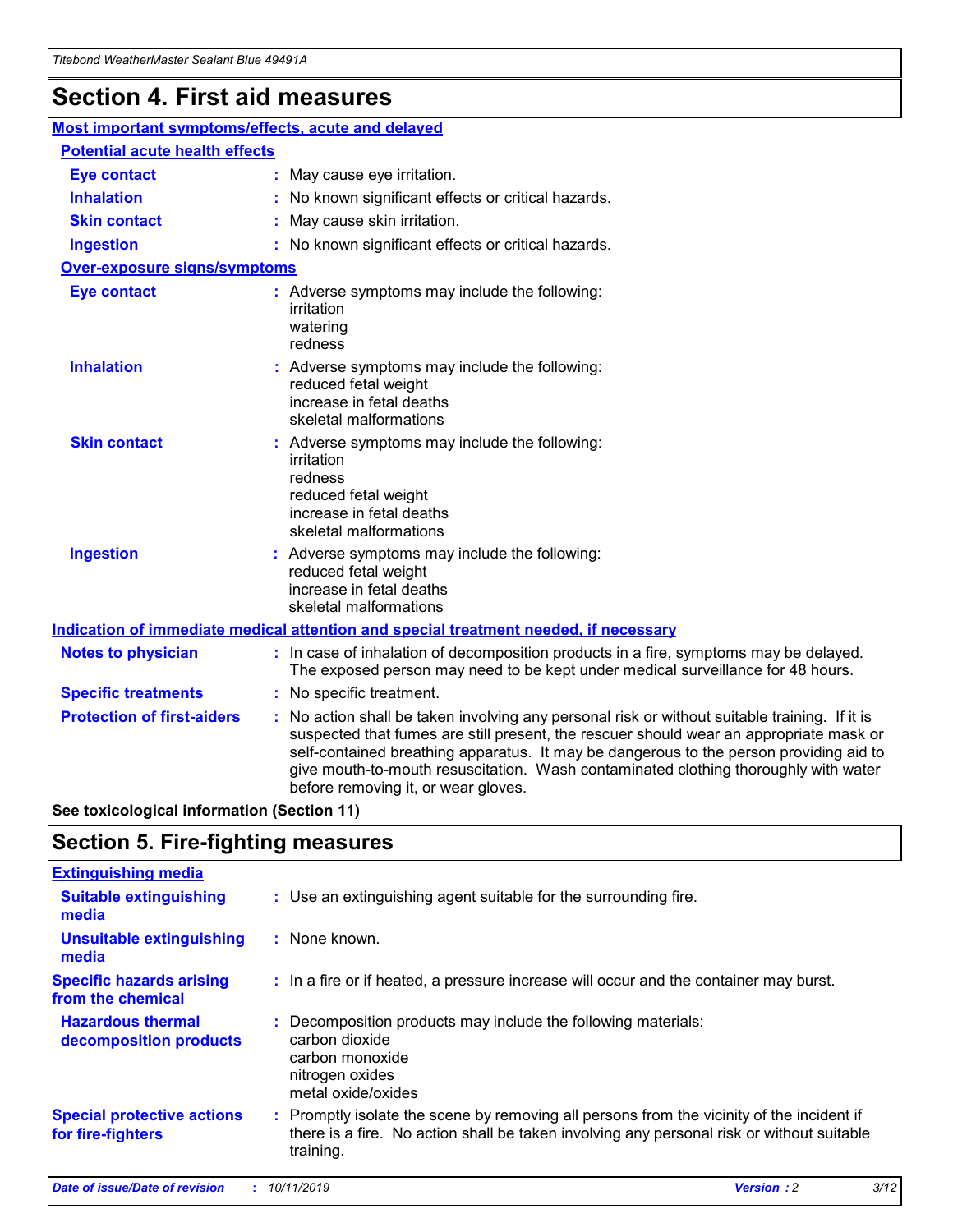# Section 4. First aid measures

## Most important symptoms/effects, acute and delayed

### Potential acute health effects

**Eye contact** : May cause eye irritation.

**Inhalation** : No known significant effects or critical hazards.

**Skin contact** : May cause skin irritation.

**Ingestion** : No known significant effects or critical hazards.

### Over-exposure signs/symptoms

**Eye contact** : Adverse symptoms may include the following:
irritation
watering
redness

**Inhalation** : Adverse symptoms may include the following:
reduced fetal weight
increase in fetal deaths
skeletal malformations

**Skin contact** : Adverse symptoms may include the following:
irritation
redness
reduced fetal weight
increase in fetal deaths
skeletal malformations

**Ingestion** : Adverse symptoms may include the following:
reduced fetal weight
increase in fetal deaths
skeletal malformations

## Indication of immediate medical attention and special treatment needed, if necessary

**Notes to physician** : In case of inhalation of decomposition products in a fire, symptoms may be delayed. The exposed person may need to be kept under medical surveillance for 48 hours.

**Specific treatments** : No specific treatment.

**Protection of first-aiders** : No action shall be taken involving any personal risk or without suitable training. If it is suspected that fumes are still present, the rescuer should wear an appropriate mask or self-contained breathing apparatus. It may be dangerous to the person providing aid to give mouth-to-mouth resuscitation. Wash contaminated clothing thoroughly with water before removing it, or wear gloves.

**See toxicological information (Section 11)**

# Section 5. Fire-fighting measures

## Extinguishing media

**Suitable extinguishing media** : Use an extinguishing agent suitable for the surrounding fire.

**Unsuitable extinguishing media** : None known.

**Specific hazards arising from the chemical** : In a fire or if heated, a pressure increase will occur and the container may burst.

**Hazardous thermal decomposition products** : Decomposition products may include the following materials:
carbon dioxide
carbon monoxide
nitrogen oxides
metal oxide/oxides

**Special protective actions for fire-fighters** : Promptly isolate the scene by removing all persons from the vicinity of the incident if there is a fire. No action shall be taken involving any personal risk or without suitable training.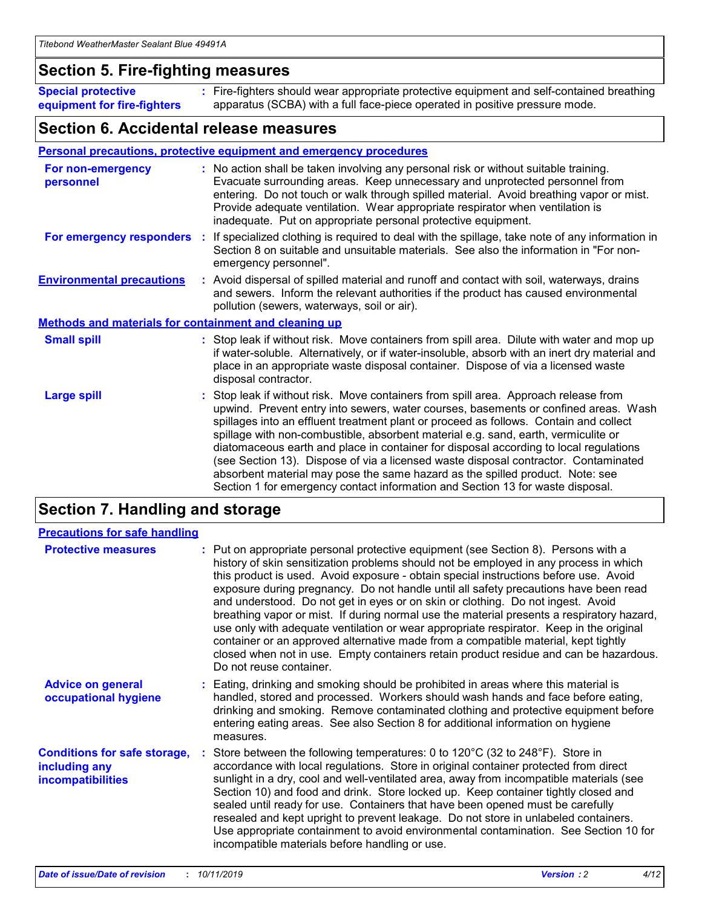## Section 5. Fire-fighting measures

**Special protective equipment for fire-fighters** : Fire-fighters should wear appropriate protective equipment and self-contained breathing apparatus (SCBA) with a full face-piece operated in positive pressure mode.

## Section 6. Accidental release measures

### Personal precautions, protective equipment and emergency procedures

**For non-emergency personnel** : No action shall be taken involving any personal risk or without suitable training. Evacuate surrounding areas. Keep unnecessary and unprotected personnel from entering. Do not touch or walk through spilled material. Avoid breathing vapor or mist. Provide adequate ventilation. Wear appropriate respirator when ventilation is inadequate. Put on appropriate personal protective equipment.

**For emergency responders** : If specialized clothing is required to deal with the spillage, take note of any information in Section 8 on suitable and unsuitable materials. See also the information in "For non-emergency personnel".

**Environmental precautions** : Avoid dispersal of spilled material and runoff and contact with soil, waterways, drains and sewers. Inform the relevant authorities if the product has caused environmental pollution (sewers, waterways, soil or air).

### Methods and materials for containment and cleaning up

**Small spill** : Stop leak if without risk. Move containers from spill area. Dilute with water and mop up if water-soluble. Alternatively, or if water-insoluble, absorb with an inert dry material and place in an appropriate waste disposal container. Dispose of via a licensed waste disposal contractor.

**Large spill** : Stop leak if without risk. Move containers from spill area. Approach release from upwind. Prevent entry into sewers, water courses, basements or confined areas. Wash spillages into an effluent treatment plant or proceed as follows. Contain and collect spillage with non-combustible, absorbent material e.g. sand, earth, vermiculite or diatomaceous earth and place in container for disposal according to local regulations (see Section 13). Dispose of via a licensed waste disposal contractor. Contaminated absorbent material may pose the same hazard as the spilled product. Note: see Section 1 for emergency contact information and Section 13 for waste disposal.

## Section 7. Handling and storage

### Precautions for safe handling

**Protective measures** : Put on appropriate personal protective equipment (see Section 8). Persons with a history of skin sensitization problems should not be employed in any process in which this product is used. Avoid exposure - obtain special instructions before use. Avoid exposure during pregnancy. Do not handle until all safety precautions have been read and understood. Do not get in eyes or on skin or clothing. Do not ingest. Avoid breathing vapor or mist. If during normal use the material presents a respiratory hazard, use only with adequate ventilation or wear appropriate respirator. Keep in the original container or an approved alternative made from a compatible material, kept tightly closed when not in use. Empty containers retain product residue and can be hazardous. Do not reuse container.

**Advice on general occupational hygiene** : Eating, drinking and smoking should be prohibited in areas where this material is handled, stored and processed. Workers should wash hands and face before eating, drinking and smoking. Remove contaminated clothing and protective equipment before entering eating areas. See also Section 8 for additional information on hygiene measures.

**Conditions for safe storage, including any incompatibilities** : Store between the following temperatures: 0 to 120°C (32 to 248°F). Store in accordance with local regulations. Store in original container protected from direct sunlight in a dry, cool and well-ventilated area, away from incompatible materials (see Section 10) and food and drink. Store locked up. Keep container tightly closed and sealed until ready for use. Containers that have been opened must be carefully resealed and kept upright to prevent leakage. Do not store in unlabeled containers. Use appropriate containment to avoid environmental contamination. See Section 10 for incompatible materials before handling or use.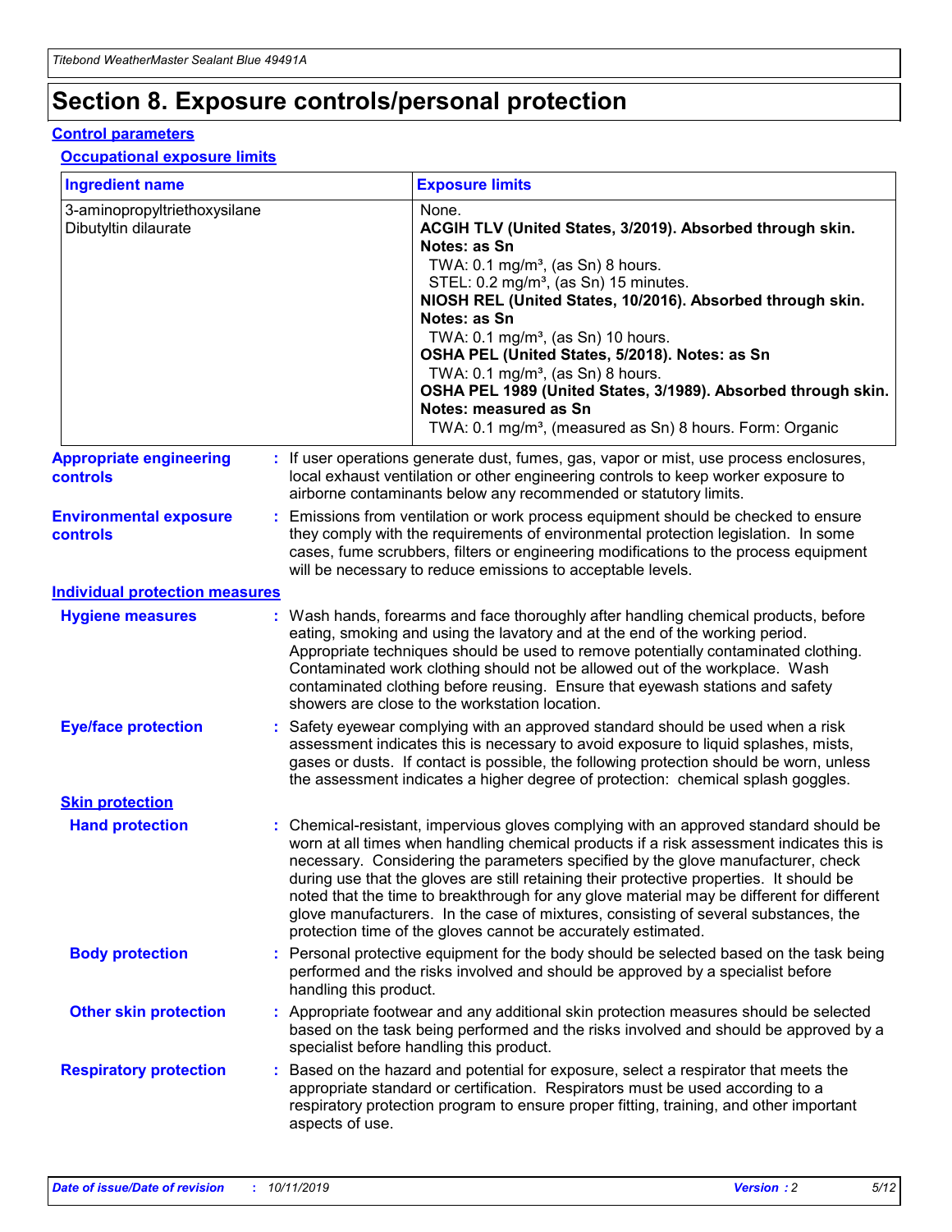# Section 8. Exposure controls/personal protection

## Control parameters

### Occupational exposure limits

| Ingredient name | Exposure limits |
|---|---|
| 3-aminopropyltriethoxysilane<br>Dibutyltin dilaurate | None.<br>**ACGIH TLV (United States, 3/2019). Absorbed through skin. Notes: as Sn**<br>TWA: 0.1 mg/m³, (as Sn) 8 hours.<br>STEL: 0.2 mg/m³, (as Sn) 15 minutes.<br>**NIOSH REL (United States, 10/2016). Absorbed through skin. Notes: as Sn**<br>TWA: 0.1 mg/m³, (as Sn) 10 hours.<br>**OSHA PEL (United States, 5/2018). Notes: as Sn**<br>TWA: 0.1 mg/m³, (as Sn) 8 hours.<br>**OSHA PEL 1989 (United States, 3/1989). Absorbed through skin. Notes: measured as Sn**<br>TWA: 0.1 mg/m³, (measured as Sn) 8 hours. Form: Organic |

**Appropriate engineering controls** : If user operations generate dust, fumes, gas, vapor or mist, use process enclosures, local exhaust ventilation or other engineering controls to keep worker exposure to airborne contaminants below any recommended or statutory limits.

**Environmental exposure controls** : Emissions from ventilation or work process equipment should be checked to ensure they comply with the requirements of environmental protection legislation. In some cases, fume scrubbers, filters or engineering modifications to the process equipment will be necessary to reduce emissions to acceptable levels.

## Individual protection measures

**Hygiene measures** : Wash hands, forearms and face thoroughly after handling chemical products, before eating, smoking and using the lavatory and at the end of the working period. Appropriate techniques should be used to remove potentially contaminated clothing. Contaminated work clothing should not be allowed out of the workplace. Wash contaminated clothing before reusing. Ensure that eyewash stations and safety showers are close to the workstation location.

**Eye/face protection** : Safety eyewear complying with an approved standard should be used when a risk assessment indicates this is necessary to avoid exposure to liquid splashes, mists, gases or dusts. If contact is possible, the following protection should be worn, unless the assessment indicates a higher degree of protection: chemical splash goggles.

### Skin protection

**Hand protection** : Chemical-resistant, impervious gloves complying with an approved standard should be worn at all times when handling chemical products if a risk assessment indicates this is necessary. Considering the parameters specified by the glove manufacturer, check during use that the gloves are still retaining their protective properties. It should be noted that the time to breakthrough for any glove material may be different for different glove manufacturers. In the case of mixtures, consisting of several substances, the protection time of the gloves cannot be accurately estimated.

**Body protection** : Personal protective equipment for the body should be selected based on the task being performed and the risks involved and should be approved by a specialist before handling this product.

**Other skin protection** : Appropriate footwear and any additional skin protection measures should be selected based on the task being performed and the risks involved and should be approved by a specialist before handling this product.

**Respiratory protection** : Based on the hazard and potential for exposure, select a respirator that meets the appropriate standard or certification. Respirators must be used according to a respiratory protection program to ensure proper fitting, training, and other important aspects of use.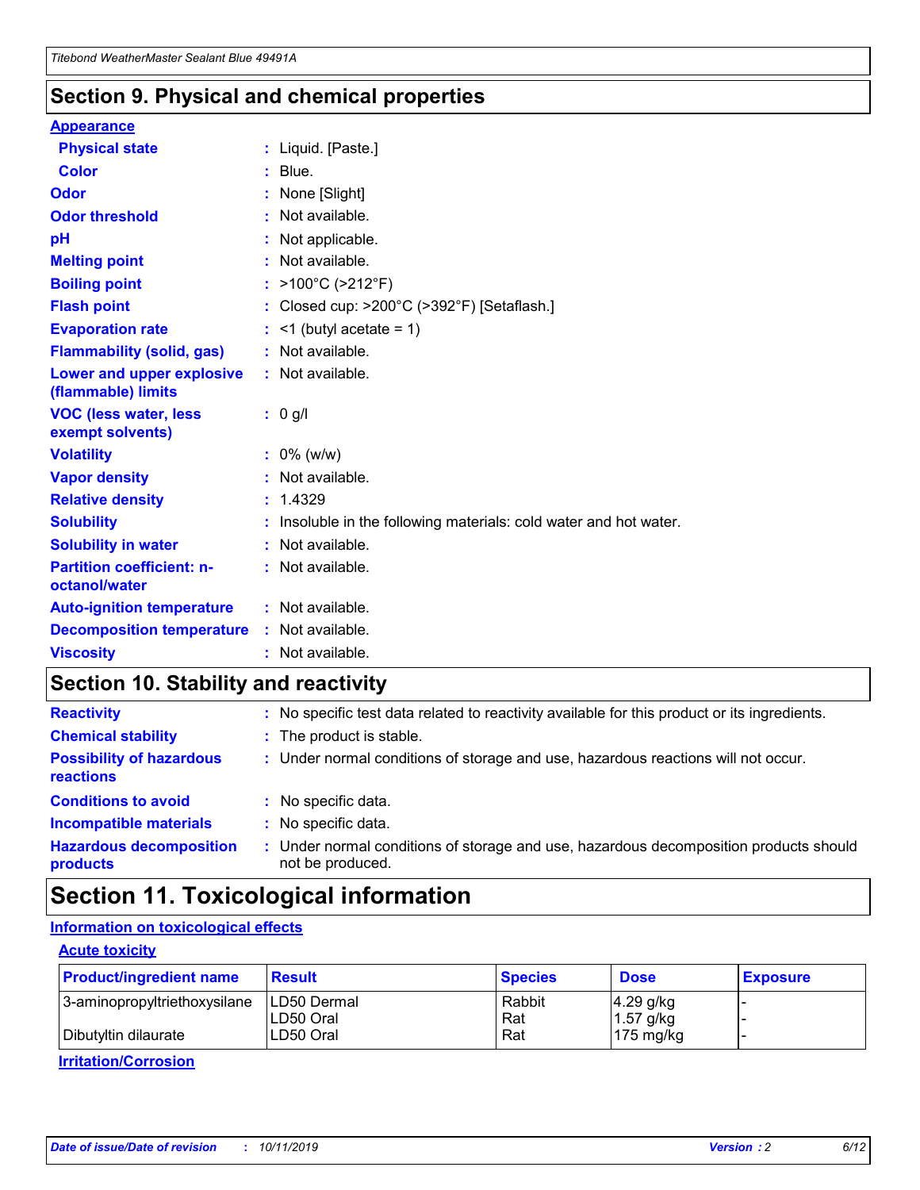## Section 9. Physical and chemical properties

**Appearance**

| | |
|---|---|
| **Physical state** | : Liquid. [Paste.] |
| **Color** | : Blue. |
| **Odor** | : None [Slight] |
| **Odor threshold** | : Not available. |
| **pH** | : Not applicable. |
| **Melting point** | : Not available. |
| **Boiling point** | : >100°C (>212°F) |
| **Flash point** | : Closed cup: >200°C (>392°F) [Setaflash.] |
| **Evaporation rate** | : <1 (butyl acetate = 1) |
| **Flammability (solid, gas)** | : Not available. |
| **Lower and upper explosive (flammable) limits** | : Not available. |
| **VOC (less water, less exempt solvents)** | : 0 g/l |
| **Volatility** | : 0% (w/w) |
| **Vapor density** | : Not available. |
| **Relative density** | : 1.4329 |
| **Solubility** | : Insoluble in the following materials: cold water and hot water. |
| **Solubility in water** | : Not available. |
| **Partition coefficient: n-octanol/water** | : Not available. |
| **Auto-ignition temperature** | : Not available. |
| **Decomposition temperature** | : Not available. |
| **Viscosity** | : Not available. |

## Section 10. Stability and reactivity

| | |
|---|---|
| **Reactivity** | : No specific test data related to reactivity available for this product or its ingredients. |
| **Chemical stability** | : The product is stable. |
| **Possibility of hazardous reactions** | : Under normal conditions of storage and use, hazardous reactions will not occur. |
| **Conditions to avoid** | : No specific data. |
| **Incompatible materials** | : No specific data. |
| **Hazardous decomposition products** | : Under normal conditions of storage and use, hazardous decomposition products should not be produced. |

## Section 11. Toxicological information

**Information on toxicological effects**

**Acute toxicity**

| Product/ingredient name | Result | Species | Dose | Exposure |
|---|---|---|---|---|
| 3-aminopropyltriethoxysilane | LD50 Dermal | Rabbit | 4.29 g/kg | - |
| | LD50 Oral | Rat | 1.57 g/kg | - |
| Dibutyltin dilaurate | LD50 Oral | Rat | 175 mg/kg | - |

**Irritation/Corrosion**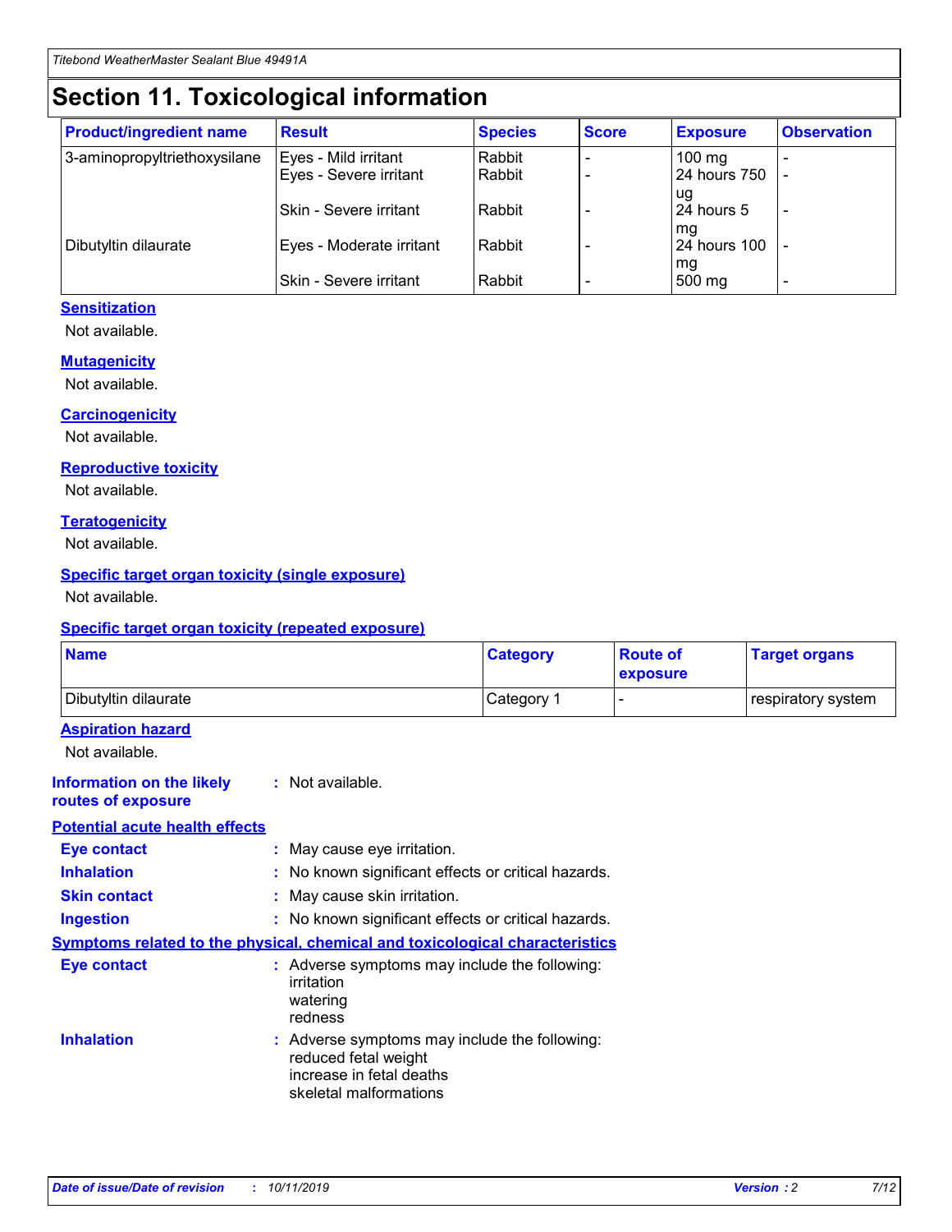# Section 11. Toxicological information

| Product/ingredient name | Result | Species | Score | Exposure | Observation |
| --- | --- | --- | --- | --- | --- |
| 3-aminopropyltriethoxysilane | Eyes - Mild irritant | Rabbit | - | 100 mg | - |
| | Eyes - Severe irritant | Rabbit | - | 24 hours 750 ug | - |
| | Skin - Severe irritant | Rabbit | - | 24 hours 5 mg | - |
| Dibutyltin dilaurate | Eyes - Moderate irritant | Rabbit | - | 24 hours 100 mg | - |
| | Skin - Severe irritant | Rabbit | - | 500 mg | - |

**Sensitization**

Not available.

**Mutagenicity**

Not available.

**Carcinogenicity**

Not available.

**Reproductive toxicity**

Not available.

**Teratogenicity**

Not available.

**Specific target organ toxicity (single exposure)**

Not available.

**Specific target organ toxicity (repeated exposure)**

| Name | Category | Route of exposure | Target organs |
| --- | --- | --- | --- |
| Dibutyltin dilaurate | Category 1 | - | respiratory system |

**Aspiration hazard**

Not available.

**Information on the likely routes of exposure** : Not available.

**Potential acute health effects**

**Eye contact** : May cause eye irritation.

**Inhalation** : No known significant effects or critical hazards.

**Skin contact** : May cause skin irritation.

**Ingestion** : No known significant effects or critical hazards.

**Symptoms related to the physical, chemical and toxicological characteristics**

**Eye contact** : Adverse symptoms may include the following:
irritation
watering
redness

**Inhalation** : Adverse symptoms may include the following:
reduced fetal weight
increase in fetal deaths
skeletal malformations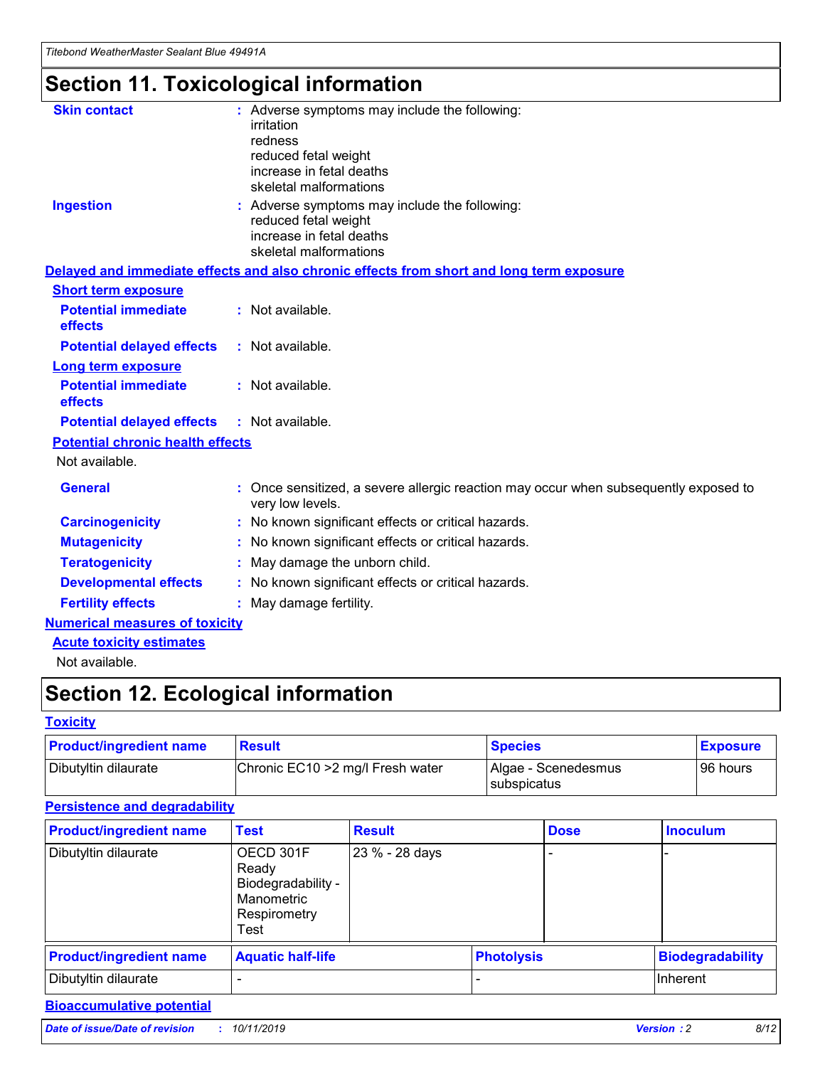# Section 11. Toxicological information

**Skin contact** : Adverse symptoms may include the following:
irritation
redness
reduced fetal weight
increase in fetal deaths
skeletal malformations

**Ingestion** : Adverse symptoms may include the following:
reduced fetal weight
increase in fetal deaths
skeletal malformations

## Delayed and immediate effects and also chronic effects from short and long term exposure

### Short term exposure

**Potential immediate effects** : Not available.

**Potential delayed effects** : Not available.

### Long term exposure

**Potential immediate effects** : Not available.

**Potential delayed effects** : Not available.

### Potential chronic health effects

Not available.

**General** : Once sensitized, a severe allergic reaction may occur when subsequently exposed to very low levels.

**Carcinogenicity** : No known significant effects or critical hazards.

**Mutagenicity** : No known significant effects or critical hazards.

**Teratogenicity** : May damage the unborn child.

**Developmental effects** : No known significant effects or critical hazards.

**Fertility effects** : May damage fertility.

## Numerical measures of toxicity

### Acute toxicity estimates

Not available.

# Section 12. Ecological information

## Toxicity

| Product/ingredient name | Result | Species | Exposure |
|---|---|---|---|
| Dibutyltin dilaurate | Chronic EC10 >2 mg/l Fresh water | Algae - Scenedesmus subspicatus | 96 hours |

## Persistence and degradability

| Product/ingredient name | Test | Result | Dose | Inoculum |
|---|---|---|---|---|
| Dibutyltin dilaurate | OECD 301F Ready Biodegradability - Manometric Respirometry Test | 23 % - 28 days | - | - |

| Product/ingredient name | Aquatic half-life | Photolysis | Biodegradability |
|---|---|---|---|
| Dibutyltin dilaurate | - | - | Inherent |

## Bioaccumulative potential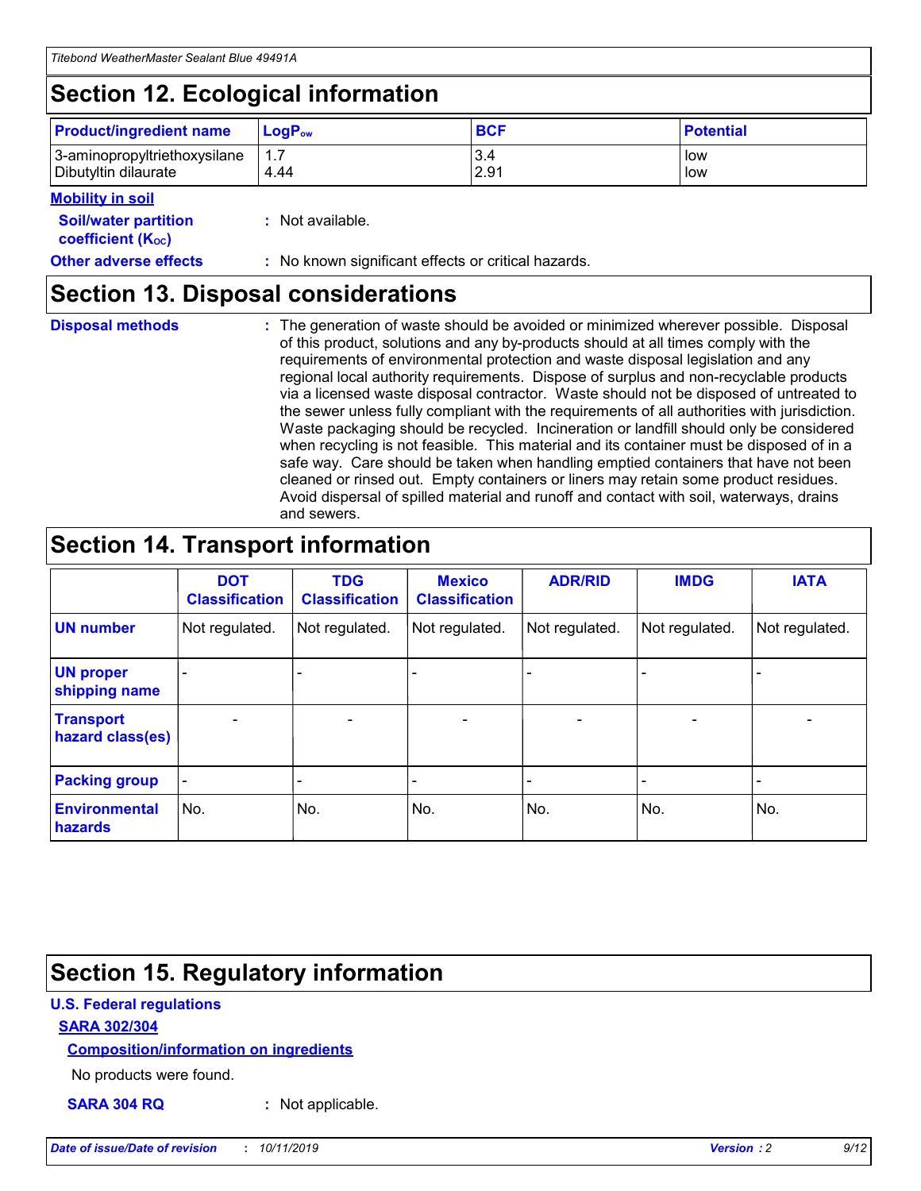## Section 12. Ecological information

| Product/ingredient name | $LogP_{ow}$ | BCF | Potential |
|---|---|---|---|
| 3-aminopropyltriethoxysilane | 1.7 | 3.4 | low |
| Dibutyltin dilaurate | 4.44 | 2.91 | low |

**Mobility in soil**

**Soil/water partition coefficient ($K_{OC}$)** : Not available.

**Other adverse effects** : No known significant effects or critical hazards.

## Section 13. Disposal considerations

**Disposal methods** : The generation of waste should be avoided or minimized wherever possible. Disposal of this product, solutions and any by-products should at all times comply with the requirements of environmental protection and waste disposal legislation and any regional local authority requirements. Dispose of surplus and non-recyclable products via a licensed waste disposal contractor. Waste should not be disposed of untreated to the sewer unless fully compliant with the requirements of all authorities with jurisdiction. Waste packaging should be recycled. Incineration or landfill should only be considered when recycling is not feasible. This material and its container must be disposed of in a safe way. Care should be taken when handling emptied containers that have not been cleaned or rinsed out. Empty containers or liners may retain some product residues. Avoid dispersal of spilled material and runoff and contact with soil, waterways, drains and sewers.

## Section 14. Transport information

| | DOT Classification | TDG Classification | Mexico Classification | ADR/RID | IMDG | IATA |
|---|---|---|---|---|---|---|
| UN number | Not regulated. | Not regulated. | Not regulated. | Not regulated. | Not regulated. | Not regulated. |
| UN proper shipping name | - | - | - | - | - | - |
| Transport hazard class(es) | - | - | - | - | - | - |
| Packing group | - | - | - | - | - | - |
| Environmental hazards | No. | No. | No. | No. | No. | No. |

## Section 15. Regulatory information

**U.S. Federal regulations**

**SARA 302/304**

**Composition/information on ingredients**

No products were found.

**SARA 304 RQ** : Not applicable.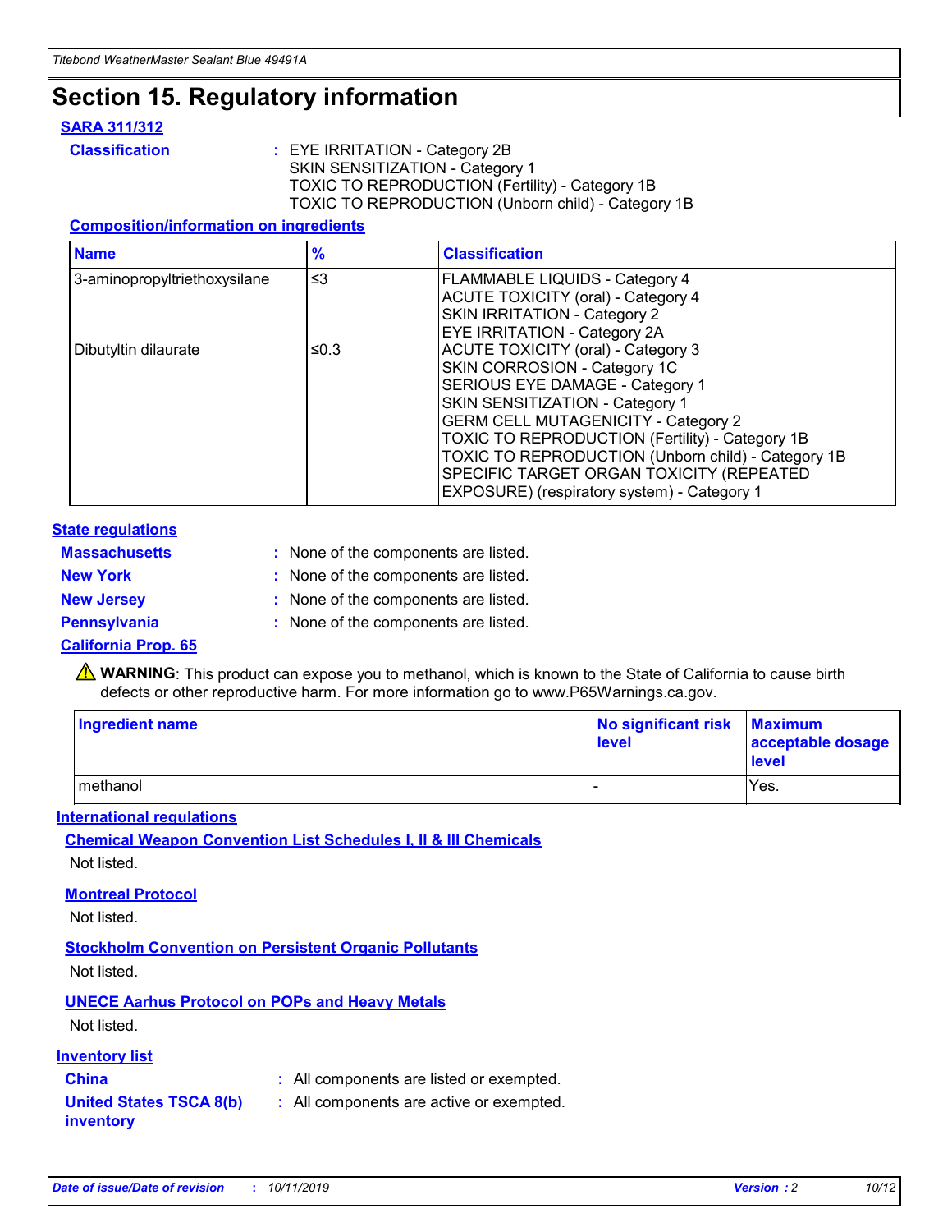# Section 15. Regulatory information

**SARA 311/312**

**Classification** : EYE IRRITATION - Category 2B
SKIN SENSITIZATION - Category 1
TOXIC TO REPRODUCTION (Fertility) - Category 1B
TOXIC TO REPRODUCTION (Unborn child) - Category 1B

**Composition/information on ingredients**

| Name | % | Classification |
|---|---|---|
| 3-aminopropyltriethoxysilane | ≤3 | FLAMMABLE LIQUIDS - Category 4<br>ACUTE TOXICITY (oral) - Category 4<br>SKIN IRRITATION - Category 2<br>EYE IRRITATION - Category 2A |
| Dibutyltin dilaurate | ≤0.3 | ACUTE TOXICITY (oral) - Category 3<br>SKIN CORROSION - Category 1C<br>SERIOUS EYE DAMAGE - Category 1<br>SKIN SENSITIZATION - Category 1<br>GERM CELL MUTAGENICITY - Category 2<br>TOXIC TO REPRODUCTION (Fertility) - Category 1B<br>TOXIC TO REPRODUCTION (Unborn child) - Category 1B<br>SPECIFIC TARGET ORGAN TOXICITY (REPEATED EXPOSURE) (respiratory system) - Category 1 |

**State regulations**

**Massachusetts** : None of the components are listed.
**New York** : None of the components are listed.
**New Jersey** : None of the components are listed.
**Pennsylvania** : None of the components are listed.

**California Prop. 65**

⚠ **WARNING**: This product can expose you to methanol, which is known to the State of California to cause birth defects or other reproductive harm. For more information go to www.P65Warnings.ca.gov.

| Ingredient name | No significant risk level | Maximum acceptable dosage level |
|---|---|---|
| methanol | - | Yes. |

**International regulations**

**Chemical Weapon Convention List Schedules I, II & III Chemicals**

Not listed.

**Montreal Protocol**

Not listed.

**Stockholm Convention on Persistent Organic Pollutants**

Not listed.

**UNECE Aarhus Protocol on POPs and Heavy Metals**

Not listed.

**Inventory list**

**China** : All components are listed or exempted.
**United States TSCA 8(b) inventory** : All components are active or exempted.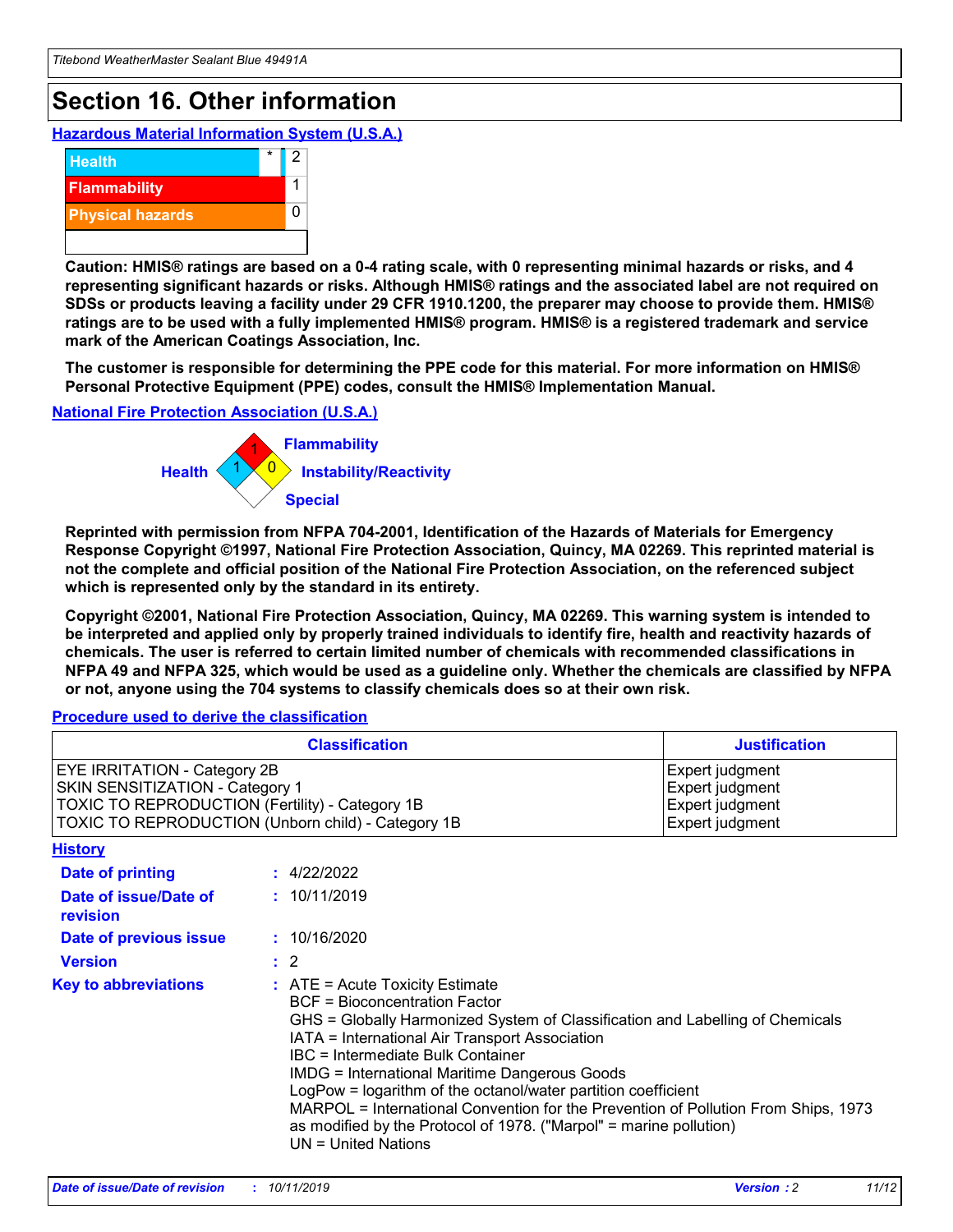# Section 16. Other information

## Hazardous Material Information System (U.S.A.)

| | | |
|---|---|---|
| Health | * | 2 |
| Flammability | | 1 |
| Physical hazards | | 0 |
| | | |

**Caution: HMIS® ratings are based on a 0-4 rating scale, with 0 representing minimal hazards or risks, and 4 representing significant hazards or risks. Although HMIS® ratings and the associated label are not required on SDSs or products leaving a facility under 29 CFR 1910.1200, the preparer may choose to provide them. HMIS® ratings are to be used with a fully implemented HMIS® program. HMIS® is a registered trademark and service mark of the American Coatings Association, Inc.**

**The customer is responsible for determining the PPE code for this material. For more information on HMIS® Personal Protective Equipment (PPE) codes, consult the HMIS® Implementation Manual.**

## National Fire Protection Association (U.S.A.)

Flammability: 1
Health: 1
Instability/Reactivity: 0
Special:

**Reprinted with permission from NFPA 704-2001, Identification of the Hazards of Materials for Emergency Response Copyright ©1997, National Fire Protection Association, Quincy, MA 02269. This reprinted material is not the complete and official position of the National Fire Protection Association, on the referenced subject which is represented only by the standard in its entirety.**

**Copyright ©2001, National Fire Protection Association, Quincy, MA 02269. This warning system is intended to be interpreted and applied only by properly trained individuals to identify fire, health and reactivity hazards of chemicals. The user is referred to certain limited number of chemicals with recommended classifications in NFPA 49 and NFPA 325, which would be used as a guideline only. Whether the chemicals are classified by NFPA or not, anyone using the 704 systems to classify chemicals does so at their own risk.**

## Procedure used to derive the classification

| Classification | Justification |
|---|---|
| EYE IRRITATION - Category 2B | Expert judgment |
| SKIN SENSITIZATION - Category 1 | Expert judgment |
| TOXIC TO REPRODUCTION (Fertility) - Category 1B | Expert judgment |
| TOXIC TO REPRODUCTION (Unborn child) - Category 1B | Expert judgment |

## History

**Date of printing** : 4/22/2022

**Date of issue/Date of revision** : 10/11/2019

**Date of previous issue** : 10/16/2020

**Version** : 2

**Key to abbreviations** :
ATE = Acute Toxicity Estimate
BCF = Bioconcentration Factor
GHS = Globally Harmonized System of Classification and Labelling of Chemicals
IATA = International Air Transport Association
IBC = Intermediate Bulk Container
IMDG = International Maritime Dangerous Goods
LogPow = logarithm of the octanol/water partition coefficient
MARPOL = International Convention for the Prevention of Pollution From Ships, 1973 as modified by the Protocol of 1978. ("Marpol" = marine pollution)
UN = United Nations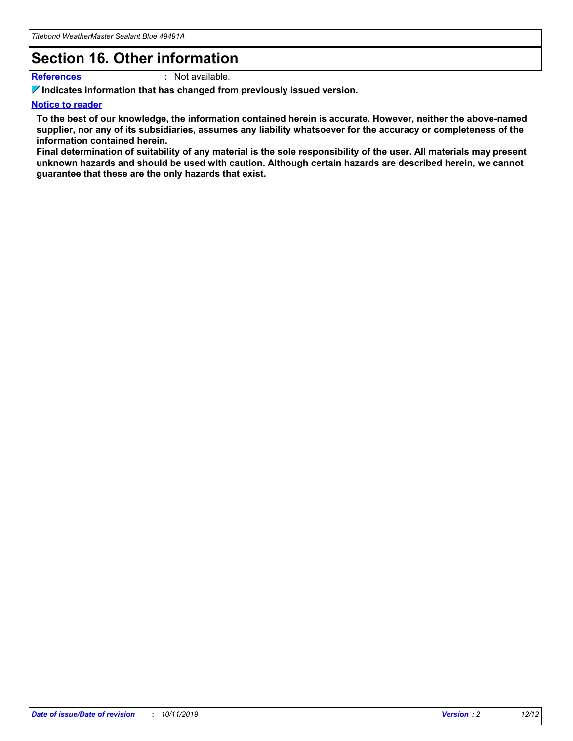# Section 16. Other information

**References** : Not available.

**Indicates information that has changed from previously issued version.**

**Notice to reader**

**To the best of our knowledge, the information contained herein is accurate. However, neither the above-named supplier, nor any of its subsidiaries, assumes any liability whatsoever for the accuracy or completeness of the information contained herein.**

**Final determination of suitability of any material is the sole responsibility of the user. All materials may present unknown hazards and should be used with caution. Although certain hazards are described herein, we cannot guarantee that these are the only hazards that exist.**